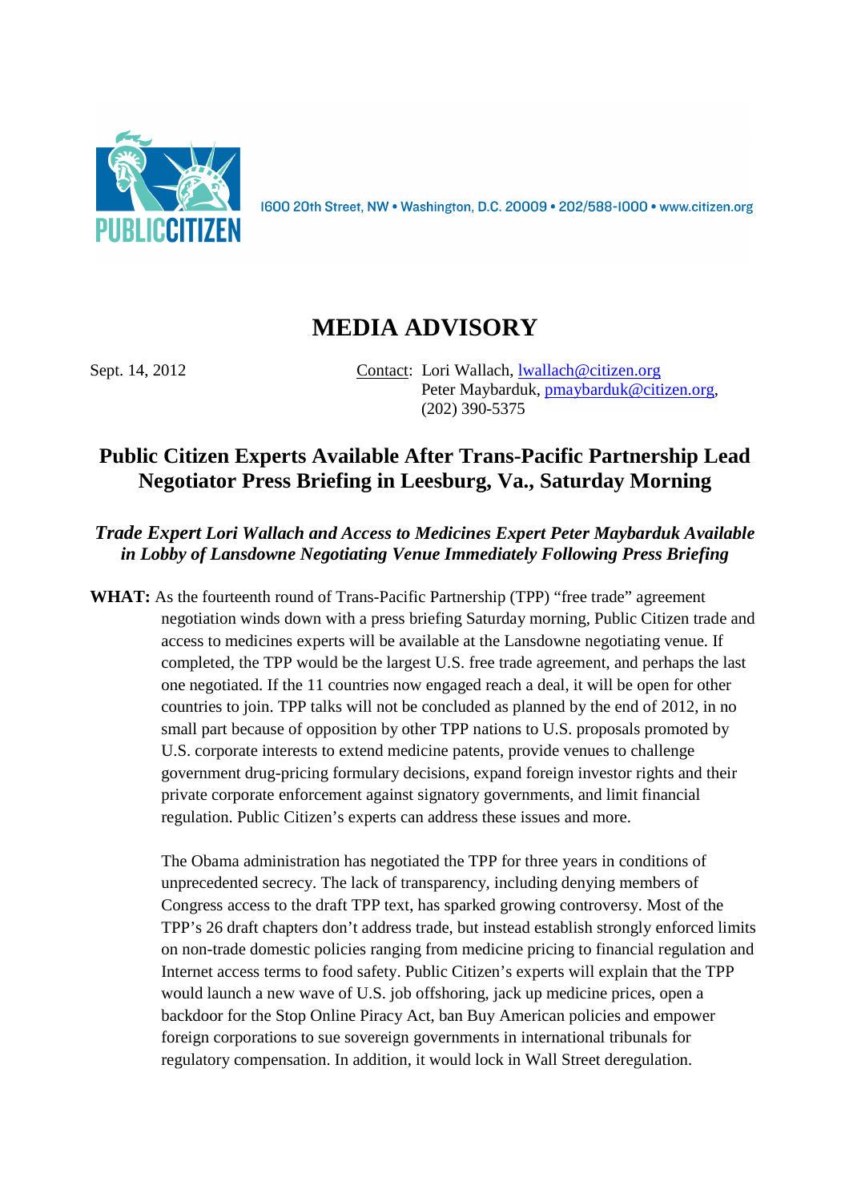PUBLIC CITIZEN

1600 20th Street, NW • Washington, D.C. 20009 • 202/588-1000 • www.citizen.org

# MEDIA ADVISORY

Sept. 14, 2012

Contact: Lori Wallach, lwallach@citizen.org
Peter Maybarduk, pmaybarduk@citizen.org, (202) 390-5375

## Public Citizen Experts Available After Trans-Pacific Partnership Lead Negotiator Press Briefing in Leesburg, Va., Saturday Morning

***Trade Expert Lori Wallach and Access to Medicines Expert Peter Maybarduk Available in Lobby of Lansdowne Negotiating Venue Immediately Following Press Briefing***

**WHAT:** As the fourteenth round of Trans-Pacific Partnership (TPP) "free trade" agreement negotiation winds down with a press briefing Saturday morning, Public Citizen trade and access to medicines experts will be available at the Lansdowne negotiating venue. If completed, the TPP would be the largest U.S. free trade agreement, and perhaps the last one negotiated. If the 11 countries now engaged reach a deal, it will be open for other countries to join. TPP talks will not be concluded as planned by the end of 2012, in no small part because of opposition by other TPP nations to U.S. proposals promoted by U.S. corporate interests to extend medicine patents, provide venues to challenge government drug-pricing formulary decisions, expand foreign investor rights and their private corporate enforcement against signatory governments, and limit financial regulation. Public Citizen's experts can address these issues and more.

The Obama administration has negotiated the TPP for three years in conditions of unprecedented secrecy. The lack of transparency, including denying members of Congress access to the draft TPP text, has sparked growing controversy. Most of the TPP's 26 draft chapters don't address trade, but instead establish strongly enforced limits on non-trade domestic policies ranging from medicine pricing to financial regulation and Internet access terms to food safety. Public Citizen's experts will explain that the TPP would launch a new wave of U.S. job offshoring, jack up medicine prices, open a backdoor for the Stop Online Piracy Act, ban Buy American policies and empower foreign corporations to sue sovereign governments in international tribunals for regulatory compensation. In addition, it would lock in Wall Street deregulation.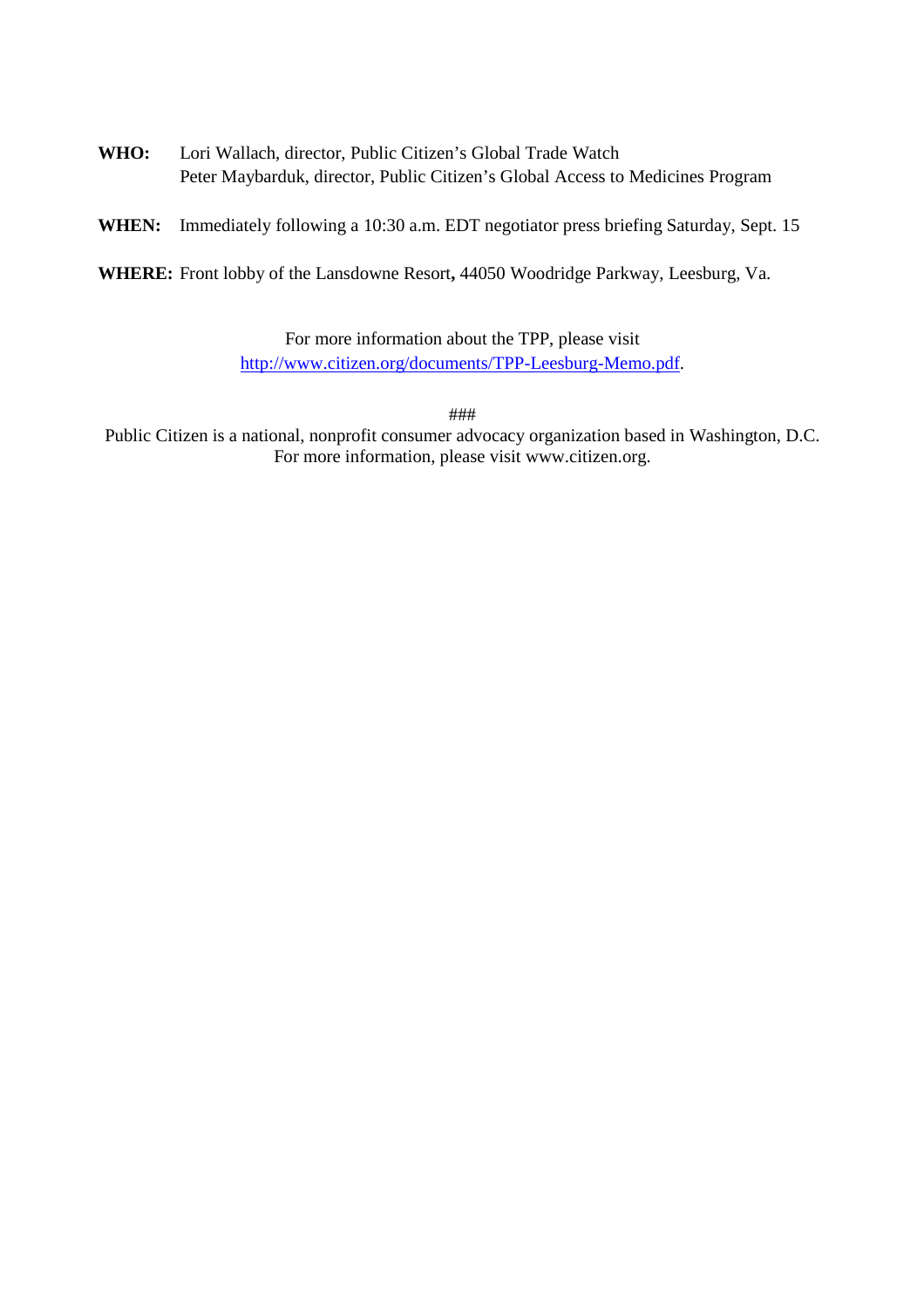**WHO:** Lori Wallach, director, Public Citizen's Global Trade Watch
Peter Maybarduk, director, Public Citizen's Global Access to Medicines Program

**WHEN:** Immediately following a 10:30 a.m. EDT negotiator press briefing Saturday, Sept. 15

**WHERE:** Front lobby of the Lansdowne Resort**,** 44050 Woodridge Parkway, Leesburg, Va.

For more information about the TPP, please visit
http://www.citizen.org/documents/TPP-Leesburg-Memo.pdf.

###

Public Citizen is a national, nonprofit consumer advocacy organization based in Washington, D.C.
For more information, please visit www.citizen.org.